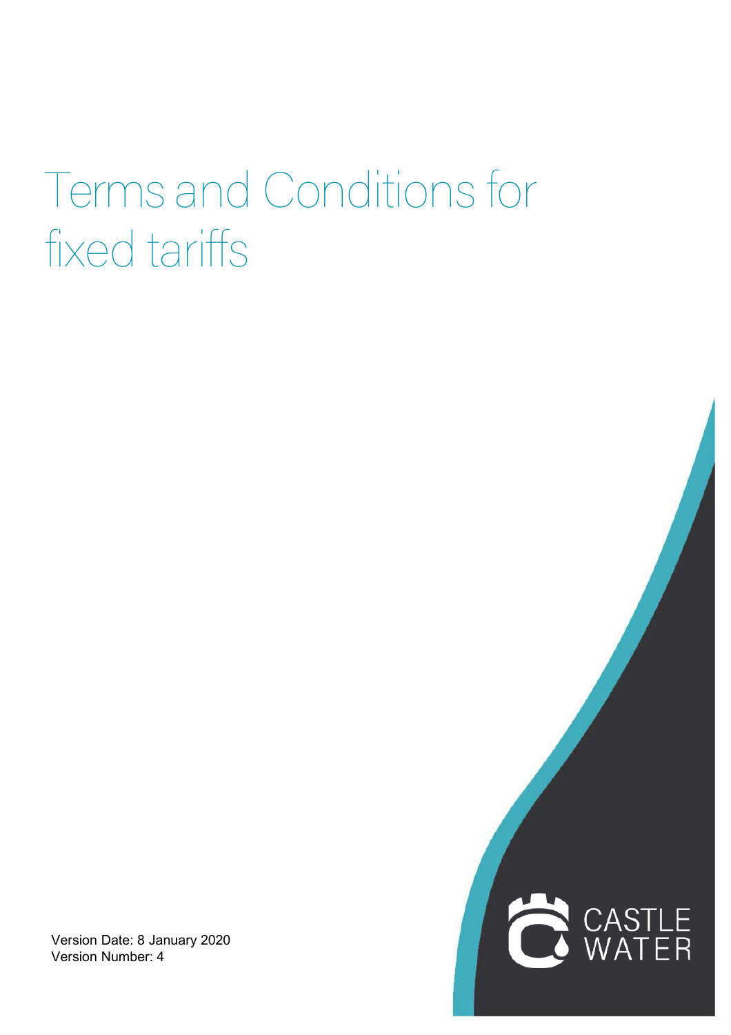# Terms and Conditions for fixed tariffs

Version Date: 8 January 2020
Version Number: 4

CASTLE WATER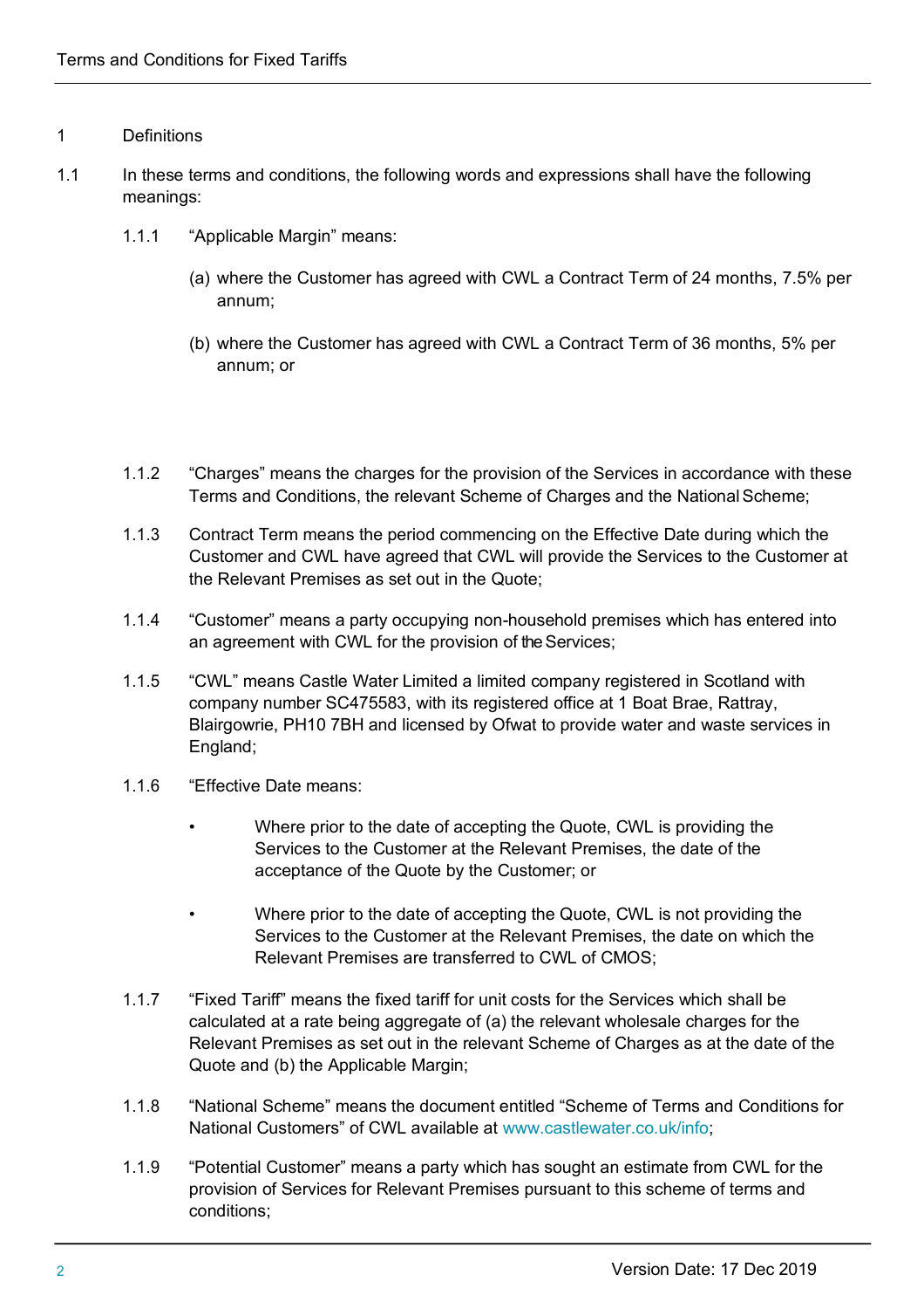1 Definitions

1.1 In these terms and conditions, the following words and expressions shall have the following meanings:

1.1.1 "Applicable Margin" means:

(a) where the Customer has agreed with CWL a Contract Term of 24 months, 7.5% per annum;

(b) where the Customer has agreed with CWL a Contract Term of 36 months, 5% per annum; or

1.1.2 "Charges" means the charges for the provision of the Services in accordance with these Terms and Conditions, the relevant Scheme of Charges and the National Scheme;

1.1.3 Contract Term means the period commencing on the Effective Date during which the Customer and CWL have agreed that CWL will provide the Services to the Customer at the Relevant Premises as set out in the Quote;

1.1.4 "Customer" means a party occupying non-household premises which has entered into an agreement with CWL for the provision of the Services;

1.1.5 "CWL" means Castle Water Limited a limited company registered in Scotland with company number SC475583, with its registered office at 1 Boat Brae, Rattray, Blairgowrie, PH10 7BH and licensed by Ofwat to provide water and waste services in England;

1.1.6 "Effective Date means:

- Where prior to the date of accepting the Quote, CWL is providing the Services to the Customer at the Relevant Premises, the date of the acceptance of the Quote by the Customer; or
- Where prior to the date of accepting the Quote, CWL is not providing the Services to the Customer at the Relevant Premises, the date on which the Relevant Premises are transferred to CWL of CMOS;

1.1.7 "Fixed Tariff" means the fixed tariff for unit costs for the Services which shall be calculated at a rate being aggregate of (a) the relevant wholesale charges for the Relevant Premises as set out in the relevant Scheme of Charges as at the date of the Quote and (b) the Applicable Margin;

1.1.8 "National Scheme" means the document entitled "Scheme of Terms and Conditions for National Customers" of CWL available at www.castlewater.co.uk/info;

1.1.9 "Potential Customer" means a party which has sought an estimate from CWL for the provision of Services for Relevant Premises pursuant to this scheme of terms and conditions;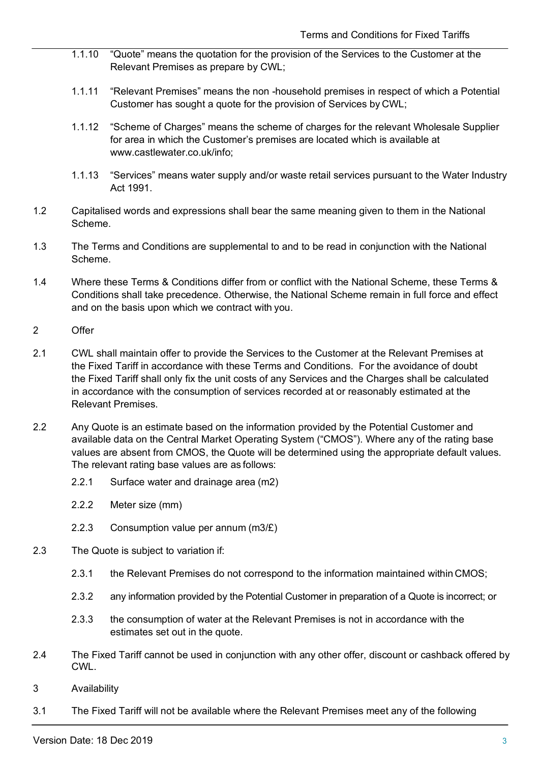1.1.10 "Quote" means the quotation for the provision of the Services to the Customer at the Relevant Premises as prepare by CWL;

1.1.11 "Relevant Premises" means the non -household premises in respect of which a Potential Customer has sought a quote for the provision of Services by CWL;

1.1.12 "Scheme of Charges" means the scheme of charges for the relevant Wholesale Supplier for area in which the Customer's premises are located which is available at www.castlewater.co.uk/info;

1.1.13 "Services" means water supply and/or waste retail services pursuant to the Water Industry Act 1991.

1.2 Capitalised words and expressions shall bear the same meaning given to them in the National Scheme.

1.3 The Terms and Conditions are supplemental to and to be read in conjunction with the National Scheme.

1.4 Where these Terms & Conditions differ from or conflict with the National Scheme, these Terms & Conditions shall take precedence. Otherwise, the National Scheme remain in full force and effect and on the basis upon which we contract with you.

## 2 Offer

2.1 CWL shall maintain offer to provide the Services to the Customer at the Relevant Premises at the Fixed Tariff in accordance with these Terms and Conditions. For the avoidance of doubt the Fixed Tariff shall only fix the unit costs of any Services and the Charges shall be calculated in accordance with the consumption of services recorded at or reasonably estimated at the Relevant Premises.

2.2 Any Quote is an estimate based on the information provided by the Potential Customer and available data on the Central Market Operating System ("CMOS"). Where any of the rating base values are absent from CMOS, the Quote will be determined using the appropriate default values. The relevant rating base values are as follows:

2.2.1 Surface water and drainage area (m2)

2.2.2 Meter size (mm)

2.2.3 Consumption value per annum (m3/£)

2.3 The Quote is subject to variation if:

2.3.1 the Relevant Premises do not correspond to the information maintained within CMOS;

2.3.2 any information provided by the Potential Customer in preparation of a Quote is incorrect; or

2.3.3 the consumption of water at the Relevant Premises is not in accordance with the estimates set out in the quote.

2.4 The Fixed Tariff cannot be used in conjunction with any other offer, discount or cashback offered by CWL.

## 3 Availability

3.1 The Fixed Tariff will not be available where the Relevant Premises meet any of the following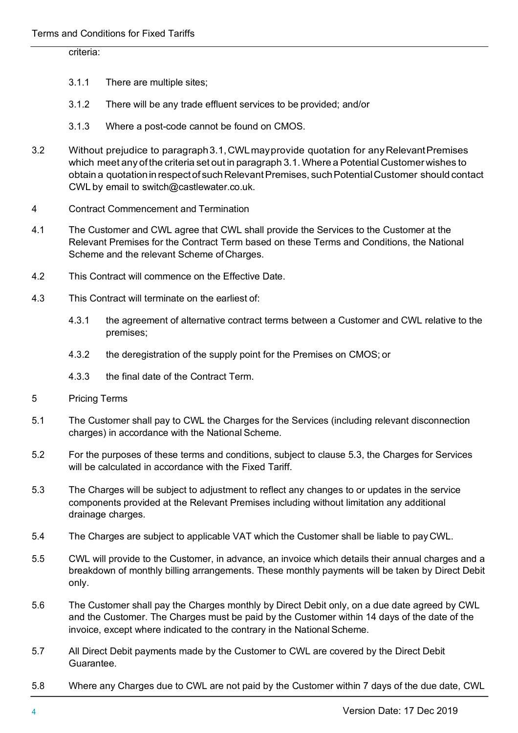criteria:

3.1.1 There are multiple sites;

3.1.2 There will be any trade effluent services to be provided; and/or

3.1.3 Where a post-code cannot be found on CMOS.

3.2 Without prejudice to paragraph 3.1, CWL may provide quotation for any Relevant Premises which meet any of the criteria set out in paragraph 3.1. Where a Potential Customer wishes to obtain a quotation in respect of such Relevant Premises, such Potential Customer should contact CWL by email to switch@castlewater.co.uk.

4 Contract Commencement and Termination

4.1 The Customer and CWL agree that CWL shall provide the Services to the Customer at the Relevant Premises for the Contract Term based on these Terms and Conditions, the National Scheme and the relevant Scheme of Charges.

4.2 This Contract will commence on the Effective Date.

4.3 This Contract will terminate on the earliest of:

4.3.1 the agreement of alternative contract terms between a Customer and CWL relative to the premises;

4.3.2 the deregistration of the supply point for the Premises on CMOS; or

4.3.3 the final date of the Contract Term.

5 Pricing Terms

5.1 The Customer shall pay to CWL the Charges for the Services (including relevant disconnection charges) in accordance with the National Scheme.

5.2 For the purposes of these terms and conditions, subject to clause 5.3, the Charges for Services will be calculated in accordance with the Fixed Tariff.

5.3 The Charges will be subject to adjustment to reflect any changes to or updates in the service components provided at the Relevant Premises including without limitation any additional drainage charges.

5.4 The Charges are subject to applicable VAT which the Customer shall be liable to pay CWL.

5.5 CWL will provide to the Customer, in advance, an invoice which details their annual charges and a breakdown of monthly billing arrangements. These monthly payments will be taken by Direct Debit only.

5.6 The Customer shall pay the Charges monthly by Direct Debit only, on a due date agreed by CWL and the Customer. The Charges must be paid by the Customer within 14 days of the date of the invoice, except where indicated to the contrary in the National Scheme.

5.7 All Direct Debit payments made by the Customer to CWL are covered by the Direct Debit Guarantee.

5.8 Where any Charges due to CWL are not paid by the Customer within 7 days of the due date, CWL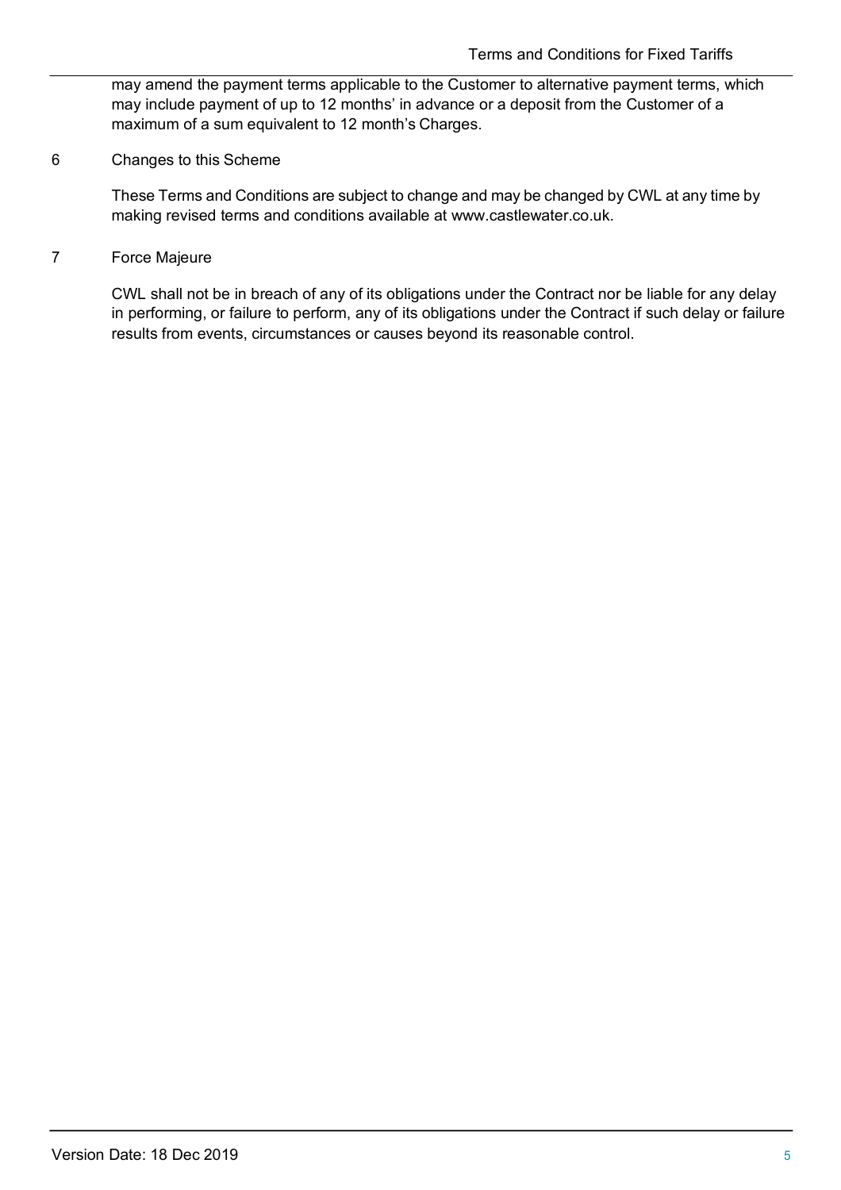may amend the payment terms applicable to the Customer to alternative payment terms, which may include payment of up to 12 months' in advance or a deposit from the Customer of a maximum of a sum equivalent to 12 month's Charges.

## 6 Changes to this Scheme

These Terms and Conditions are subject to change and may be changed by CWL at any time by making revised terms and conditions available at www.castlewater.co.uk.

## 7 Force Majeure

CWL shall not be in breach of any of its obligations under the Contract nor be liable for any delay in performing, or failure to perform, any of its obligations under the Contract if such delay or failure results from events, circumstances or causes beyond its reasonable control.

Version Date: 18 Dec 2019